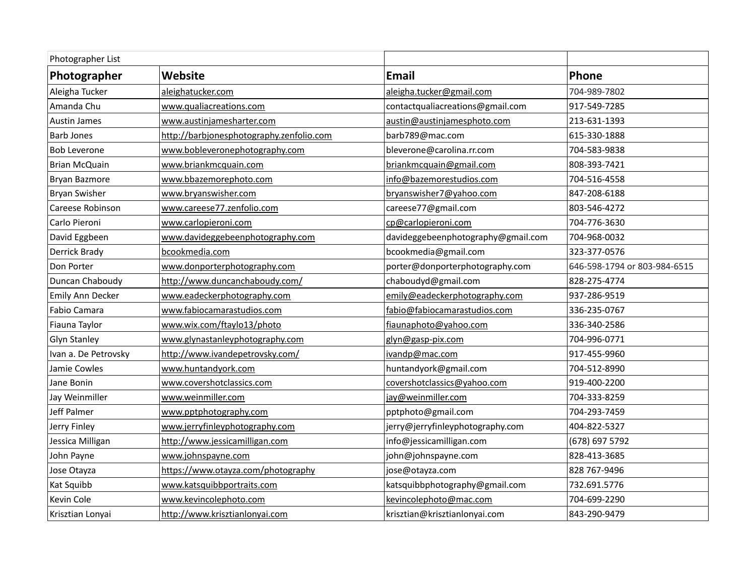Photographer List

| Photographer | Website | Email | Phone |
|---|---|---|---|
| Aleigha Tucker | aleighatucker.com | aleigha.tucker@gmail.com | 704-989-7802 |
| Amanda Chu | www.qualiacreations.com | contactqualiacreations@gmail.com | 917-549-7285 |
| Austin James | www.austinjamesharter.com | austin@austinjamesphoto.com | 213-631-1393 |
| Barb Jones | http://barbjonesphotography.zenfolio.com | barb789@mac.com | 615-330-1888 |
| Bob Leverone | www.bobleveronephotography.com | bleverone@carolina.rr.com | 704-583-9838 |
| Brian McQuain | www.briankmcquain.com | briankmcquain@gmail.com | 808-393-7421 |
| Bryan Bazmore | www.bbazemorephoto.com | info@bazemorestudios.com | 704-516-4558 |
| Bryan Swisher | www.bryanswisher.com | bryanswisher7@yahoo.com | 847-208-6188 |
| Careese Robinson | www.careese77.zenfolio.com | careese77@gmail.com | 803-546-4272 |
| Carlo Pieroni | www.carlopieroni.com | cp@carlopieroni.com | 704-776-3630 |
| David Eggbeen | www.davideggebeenphotography.com | davideggebeenphotography@gmail.com | 704-968-0032 |
| Derrick Brady | bcookmedia.com | bcookmedia@gmail.com | 323-377-0576 |
| Don Porter | www.donporterphotography.com | porter@donporterphotography.com | 646-598-1794 or 803-984-6515 |
| Duncan Chaboudy | http://www.duncanchaboudy.com/ | chaboudyd@gmail.com | 828-275-4774 |
| Emily Ann Decker | www.eadeckerphotography.com | emily@eadeckerphotography.com | 937-286-9519 |
| Fabio Camara | www.fabiocamarastudios.com | fabio@fabiocamarastudios.com | 336-235-0767 |
| Fiauna Taylor | www.wix.com/ftaylo13/photo | fiaunaphoto@yahoo.com | 336-340-2586 |
| Glyn Stanley | www.glynastanleyphotography.com | glyn@gasp-pix.com | 704-996-0771 |
| Ivan a. De Petrovsky | http://www.ivandepetrovsky.com/ | ivandp@mac.com | 917-455-9960 |
| Jamie Cowles | www.huntandyork.com | huntandyork@gmail.com | 704-512-8990 |
| Jane Bonin | www.covershotclassics.com | covershotclassics@yahoo.com | 919-400-2200 |
| Jay Weinmiller | www.weinmiller.com | jay@weinmiller.com | 704-333-8259 |
| Jeff Palmer | www.pptphotography.com | pptphoto@gmail.com | 704-293-7459 |
| Jerry Finley | www.jerryfinleyphotography.com | jerry@jerryfinleyphotography.com | 404-822-5327 |
| Jessica Milligan | http://www.jessicamilligan.com | info@jessicamilligan.com | (678) 697 5792 |
| John Payne | www.johnspayne.com | john@johnspayne.com | 828-413-3685 |
| Jose Otayza | https://www.otayza.com/photography | jose@otayza.com | 828 767-9496 |
| Kat Squibb | www.katsquibbportraits.com | katsquibbphotography@gmail.com | 732.691.5776 |
| Kevin Cole | www.kevincolephoto.com | kevincolephoto@mac.com | 704-699-2290 |
| Krisztian Lonyai | http://www.krisztianlonyai.com | krisztian@krisztianlonyai.com | 843-290-9479 |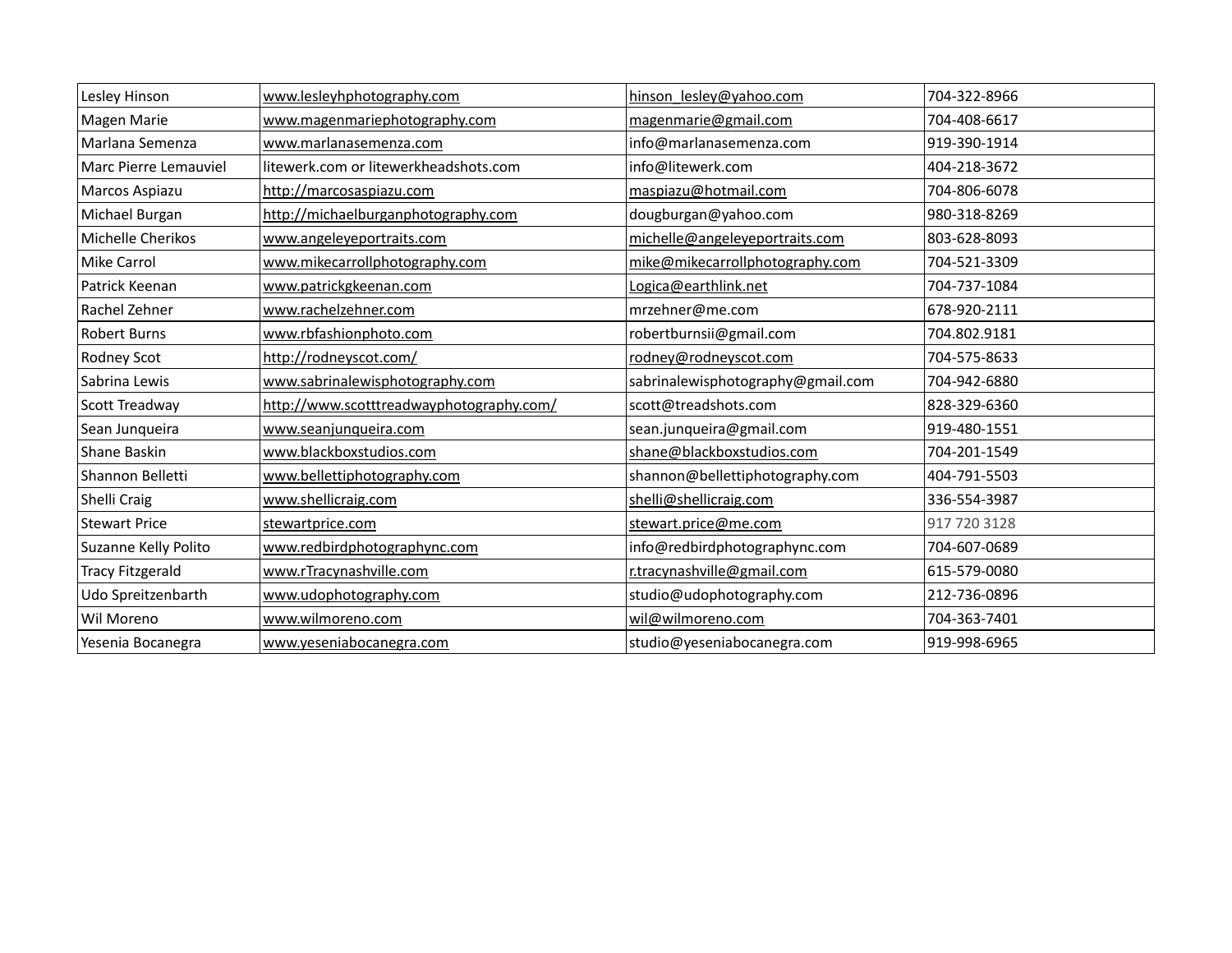| | | | |
|---|---|---|---|
| Lesley Hinson | www.lesleyhphotography.com | hinson_lesley@yahoo.com | 704-322-8966 |
| Magen Marie | www.magenmariephotography.com | magenmarie@gmail.com | 704-408-6617 |
| Marlana Semenza | www.marlanasemenza.com | info@marlanasemenza.com | 919-390-1914 |
| Marc Pierre Lemauviel | litewerk.com or litewerkheadshots.com | info@litewerk.com | 404-218-3672 |
| Marcos Aspiazu | http://marcosaspiazu.com | maspiazu@hotmail.com | 704-806-6078 |
| Michael Burgan | http://michaelburganphotography.com | dougburgan@yahoo.com | 980-318-8269 |
| Michelle Cherikos | www.angeleyeportraits.com | michelle@angeleyeportraits.com | 803-628-8093 |
| Mike Carrol | www.mikecarrollphotography.com | mike@mikecarrollphotography.com | 704-521-3309 |
| Patrick Keenan | www.patrickgkeenan.com | Logica@earthlink.net | 704-737-1084 |
| Rachel Zehner | www.rachelzehner.com | mrzehner@me.com | 678-920-2111 |
| Robert Burns | www.rbfashionphoto.com | robertburnsii@gmail.com | 704.802.9181 |
| Rodney Scot | http://rodneyscot.com/ | rodney@rodneyscot.com | 704-575-8633 |
| Sabrina Lewis | www.sabrinalewisphotography.com | sabrinalewisphotography@gmail.com | 704-942-6880 |
| Scott Treadway | http://www.scotttreadwayphotography.com/ | scott@treadshots.com | 828-329-6360 |
| Sean Junqueira | www.seanjunqueira.com | sean.junqueira@gmail.com | 919-480-1551 |
| Shane Baskin | www.blackboxstudios.com | shane@blackboxstudios.com | 704-201-1549 |
| Shannon Belletti | www.bellettiphotography.com | shannon@bellettiphotography.com | 404-791-5503 |
| Shelli Craig | www.shellicraig.com | shelli@shellicraig.com | 336-554-3987 |
| Stewart Price | stewartprice.com | stewart.price@me.com | 917 720 3128 |
| Suzanne Kelly Polito | www.redbirdphotographync.com | info@redbirdphotographync.com | 704-607-0689 |
| Tracy Fitzgerald | www.rTracynashville.com | r.tracynashville@gmail.com | 615-579-0080 |
| Udo Spreitzenbarth | www.udophotography.com | studio@udophotography.com | 212-736-0896 |
| Wil Moreno | www.wilmoreno.com | wil@wilmoreno.com | 704-363-7401 |
| Yesenia Bocanegra | www.yeseniabocanegra.com | studio@yeseniabocanegra.com | 919-998-6965 |